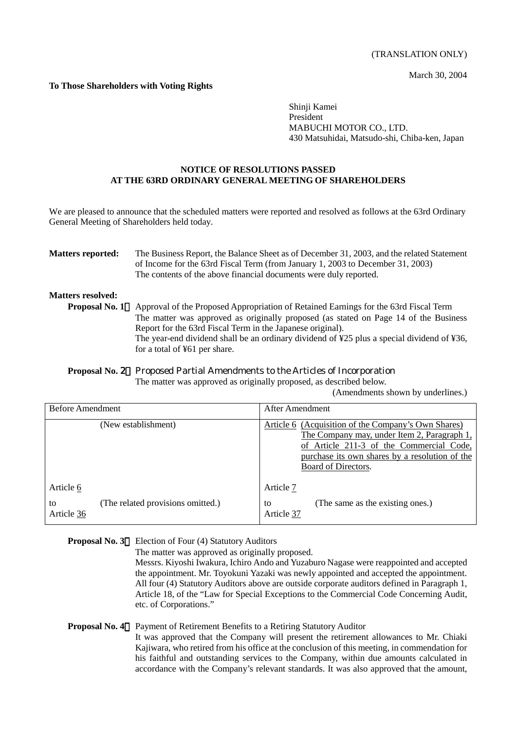(TRANSLATION ONLY)

March 30, 2004

**To Those Shareholders with Voting Rights**

Shinji Kamei
President
MABUCHI MOTOR CO., LTD.
430 Matsuhidai, Matsudo-shi, Chiba-ken, Japan

**NOTICE OF RESOLUTIONS PASSED**
**AT THE 63RD ORDINARY GENERAL MEETING OF SHAREHOLDERS**

We are pleased to announce that the scheduled matters were reported and resolved as follows at the 63rd Ordinary General Meeting of Shareholders held today.

**Matters reported:** The Business Report, the Balance Sheet as of December 31, 2003, and the related Statement of Income for the 63rd Fiscal Term (from January 1, 2003 to December 31, 2003)
The contents of the above financial documents were duly reported.

**Matters resolved:**

**Proposal No. 1:** Approval of the Proposed Appropriation of Retained Earnings for the 63rd Fiscal Term
The matter was approved as originally proposed (as stated on Page 14 of the Business Report for the 63rd Fiscal Term in the Japanese original).
The year-end dividend shall be an ordinary dividend of ¥25 plus a special dividend of ¥36, for a total of ¥61 per share.

**Proposal No. 2:** Proposed Partial Amendments to the Articles of Incorporation
The matter was approved as originally proposed, as described below.

(Amendments shown by underlines.)

| Before Amendment | After Amendment |
|---|---|
| (New establishment) | <u>Article 6 (Acquisition of the Company's Own Shares) The Company may, under Item 2, Paragraph 1, of Article 211-3 of the Commercial Code, purchase its own shares by a resolution of the Board of Directors.</u> |
| Article <u>6</u> to Article <u>36</u> (The related provisions omitted.) | Article <u>7</u> to Article <u>37</u> (The same as the existing ones.) |

**Proposal No. 3:** Election of Four (4) Statutory Auditors
The matter was approved as originally proposed.
Messrs. Kiyoshi Iwakura, Ichiro Ando and Yuzaburo Nagase were reappointed and accepted the appointment. Mr. Toyokuni Yazaki was newly appointed and accepted the appointment. All four (4) Statutory Auditors above are outside corporate auditors defined in Paragraph 1, Article 18, of the "Law for Special Exceptions to the Commercial Code Concerning Audit, etc. of Corporations."

**Proposal No. 4:** Payment of Retirement Benefits to a Retiring Statutory Auditor
It was approved that the Company will present the retirement allowances to Mr. Chiaki Kajiwara, who retired from his office at the conclusion of this meeting, in commendation for his faithful and outstanding services to the Company, within due amounts calculated in accordance with the Company's relevant standards. It was also approved that the amount,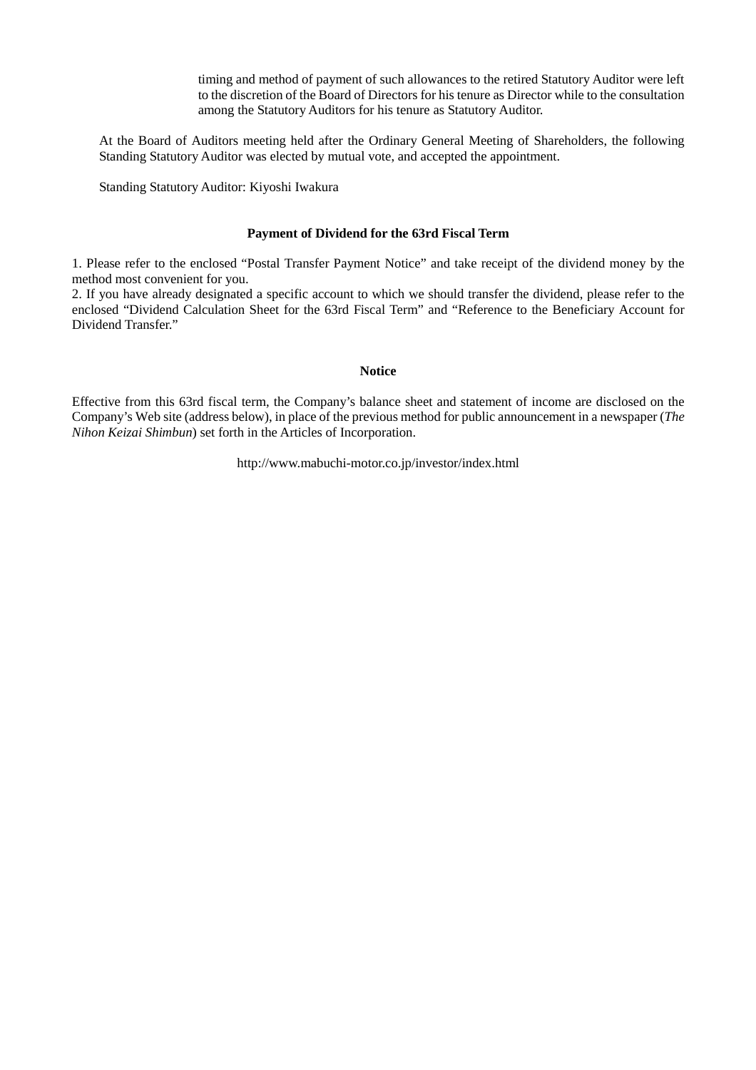timing and method of payment of such allowances to the retired Statutory Auditor were left to the discretion of the Board of Directors for his tenure as Director while to the consultation among the Statutory Auditors for his tenure as Statutory Auditor.

At the Board of Auditors meeting held after the Ordinary General Meeting of Shareholders, the following Standing Statutory Auditor was elected by mutual vote, and accepted the appointment.

Standing Statutory Auditor: Kiyoshi Iwakura

**Payment of Dividend for the 63rd Fiscal Term**

1. Please refer to the enclosed "Postal Transfer Payment Notice" and take receipt of the dividend money by the method most convenient for you.
2. If you have already designated a specific account to which we should transfer the dividend, please refer to the enclosed "Dividend Calculation Sheet for the 63rd Fiscal Term" and "Reference to the Beneficiary Account for Dividend Transfer."

**Notice**

Effective from this 63rd fiscal term, the Company's balance sheet and statement of income are disclosed on the Company's Web site (address below), in place of the previous method for public announcement in a newspaper (*The Nihon Keizai Shimbun*) set forth in the Articles of Incorporation.

http://www.mabuchi-motor.co.jp/investor/index.html